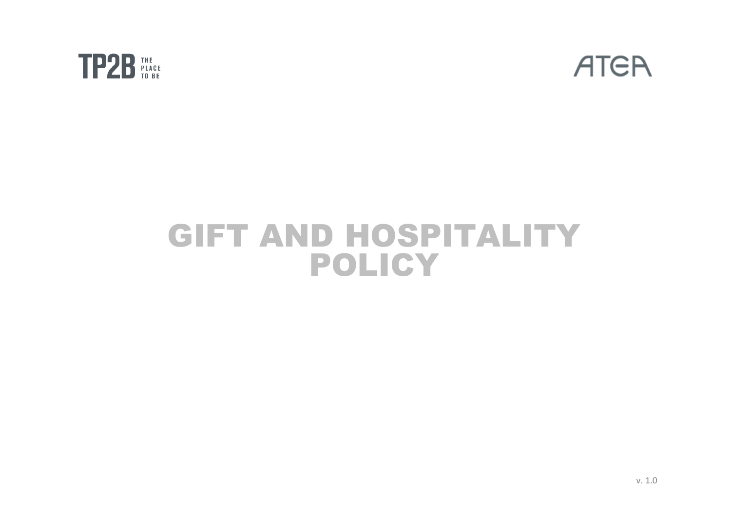TP2B THE PLACE TO BE

ATEA

# GIFT AND HOSPITALITY POLICY

v. 1.0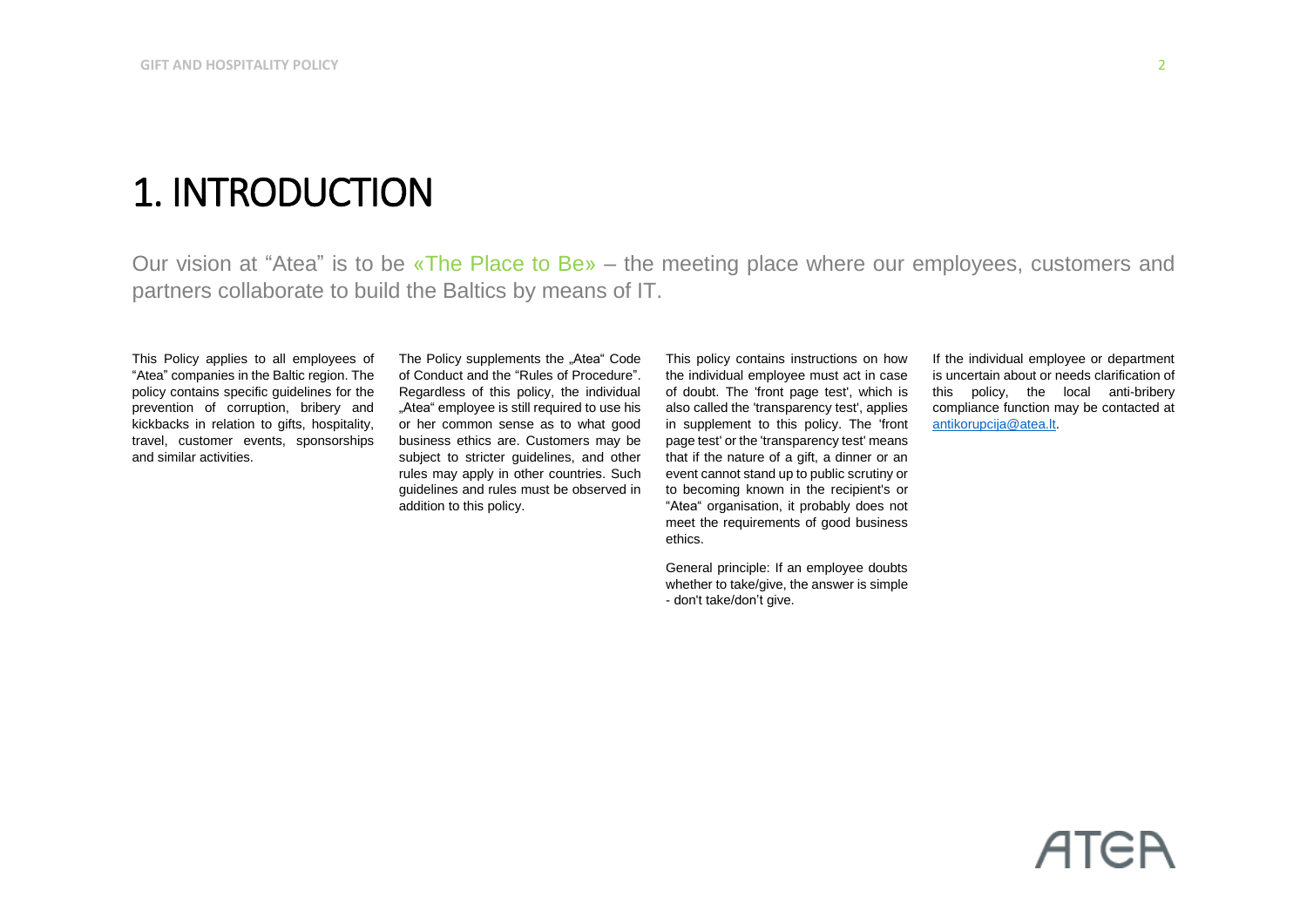# 1. INTRODUCTION

Our vision at “Atea” is to be «The Place to Be» – the meeting place where our employees, customers and partners collaborate to build the Baltics by means of IT.

This Policy applies to all employees of “Atea” companies in the Baltic region. The policy contains specific guidelines for the prevention of corruption, bribery and kickbacks in relation to gifts, hospitality, travel, customer events, sponsorships and similar activities.

The Policy supplements the „Atea“ Code of Conduct and the “Rules of Procedure”. Regardless of this policy, the individual „Atea“ employee is still required to use his or her common sense as to what good business ethics are. Customers may be subject to stricter guidelines, and other rules may apply in other countries. Such guidelines and rules must be observed in addition to this policy.

This policy contains instructions on how the individual employee must act in case of doubt. The 'front page test', which is also called the 'transparency test', applies in supplement to this policy. The 'front page test' or the 'transparency test' means that if the nature of a gift, a dinner or an event cannot stand up to public scrutiny or to becoming known in the recipient's or “Atea“ organisation, it probably does not meet the requirements of good business ethics.

General principle: If an employee doubts whether to take/give, the answer is simple - don't take/don’t give.

If the individual employee or department is uncertain about or needs clarification of this policy, the local anti-bribery compliance function may be contacted at antikorupcija@atea.lt.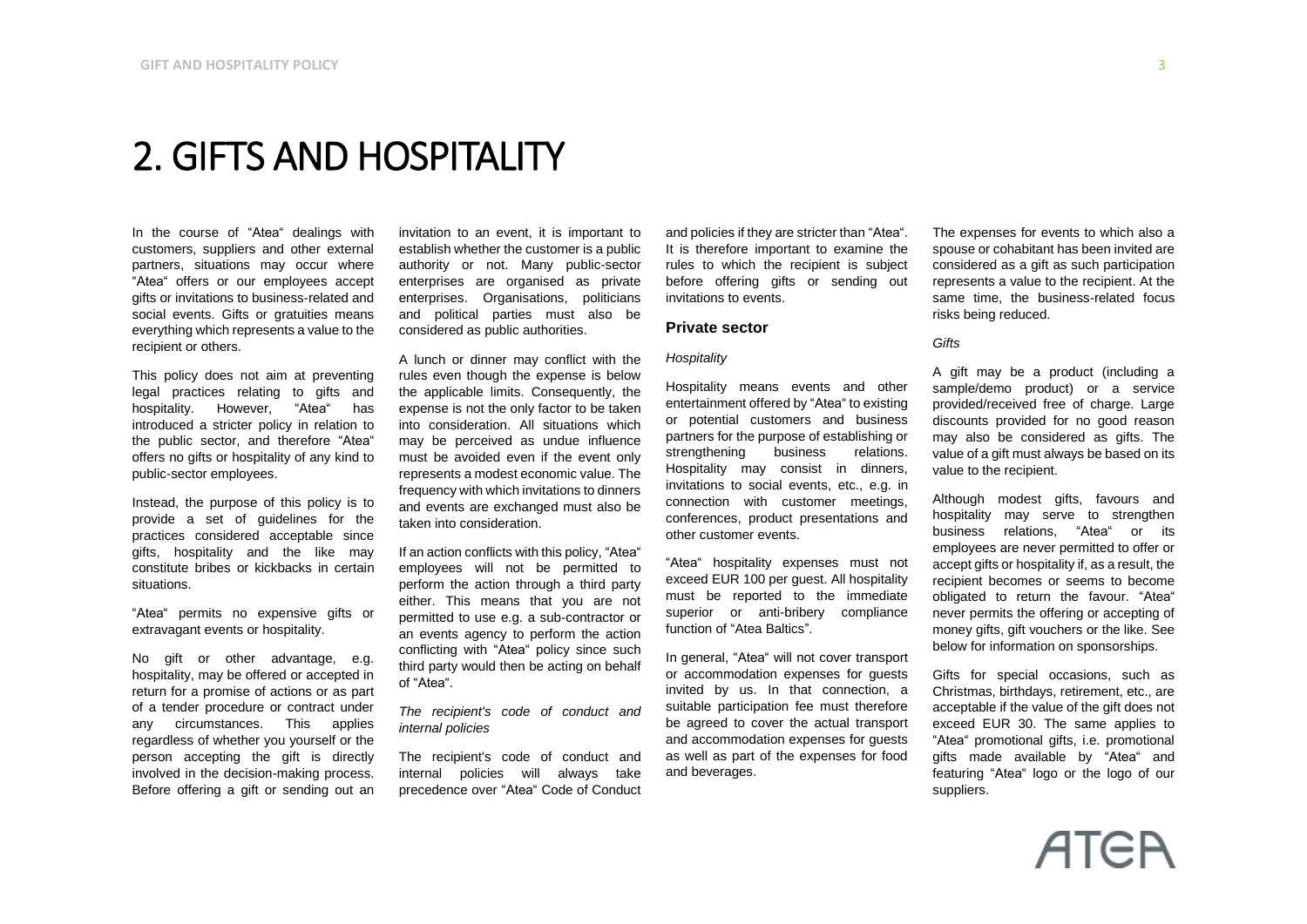# 2. GIFTS AND HOSPITALITY

In the course of "Atea" dealings with customers, suppliers and other external partners, situations may occur where "Atea" offers or our employees accept gifts or invitations to business-related and social events. Gifts or gratuities means everything which represents a value to the recipient or others.

This policy does not aim at preventing legal practices relating to gifts and hospitality. However, "Atea" has introduced a stricter policy in relation to the public sector, and therefore "Atea" offers no gifts or hospitality of any kind to public-sector employees.

Instead, the purpose of this policy is to provide a set of guidelines for the practices considered acceptable since gifts, hospitality and the like may constitute bribes or kickbacks in certain situations.

"Atea" permits no expensive gifts or extravagant events or hospitality.

No gift or other advantage, e.g. hospitality, may be offered or accepted in return for a promise of actions or as part of a tender procedure or contract under any circumstances. This applies regardless of whether you yourself or the person accepting the gift is directly involved in the decision-making process. Before offering a gift or sending out an invitation to an event, it is important to establish whether the customer is a public authority or not. Many public-sector enterprises are organised as private enterprises. Organisations, politicians and political parties must also be considered as public authorities.

A lunch or dinner may conflict with the rules even though the expense is below the applicable limits. Consequently, the expense is not the only factor to be taken into consideration. All situations which may be perceived as undue influence must be avoided even if the event only represents a modest economic value. The frequency with which invitations to dinners and events are exchanged must also be taken into consideration.

If an action conflicts with this policy, "Atea" employees will not be permitted to perform the action through a third party either. This means that you are not permitted to use e.g. a sub-contractor or an events agency to perform the action conflicting with "Atea" policy since such third party would then be acting on behalf of "Atea".

*The recipient's code of conduct and internal policies*

The recipient's code of conduct and internal policies will always take precedence over "Atea" Code of Conduct and policies if they are stricter than "Atea". It is therefore important to examine the rules to which the recipient is subject before offering gifts or sending out invitations to events.

### Private sector

*Hospitality*

Hospitality means events and other entertainment offered by "Atea" to existing or potential customers and business partners for the purpose of establishing or strengthening business relations. Hospitality may consist in dinners, invitations to social events, etc., e.g. in connection with customer meetings, conferences, product presentations and other customer events.

"Atea" hospitality expenses must not exceed EUR 100 per guest. All hospitality must be reported to the immediate superior or anti-bribery compliance function of "Atea Baltics".

In general, "Atea" will not cover transport or accommodation expenses for guests invited by us. In that connection, a suitable participation fee must therefore be agreed to cover the actual transport and accommodation expenses for guests as well as part of the expenses for food and beverages.

The expenses for events to which also a spouse or cohabitant has been invited are considered as a gift as such participation represents a value to the recipient. At the same time, the business-related focus risks being reduced.

*Gifts*

A gift may be a product (including a sample/demo product) or a service provided/received free of charge. Large discounts provided for no good reason may also be considered as gifts. The value of a gift must always be based on its value to the recipient.

Although modest gifts, favours and hospitality may serve to strengthen business relations, "Atea" or its employees are never permitted to offer or accept gifts or hospitality if, as a result, the recipient becomes or seems to become obligated to return the favour. "Atea" never permits the offering or accepting of money gifts, gift vouchers or the like. See below for information on sponsorships.

Gifts for special occasions, such as Christmas, birthdays, retirement, etc., are acceptable if the value of the gift does not exceed EUR 30. The same applies to "Atea" promotional gifts, i.e. promotional gifts made available by "Atea" and featuring "Atea" logo or the logo of our suppliers.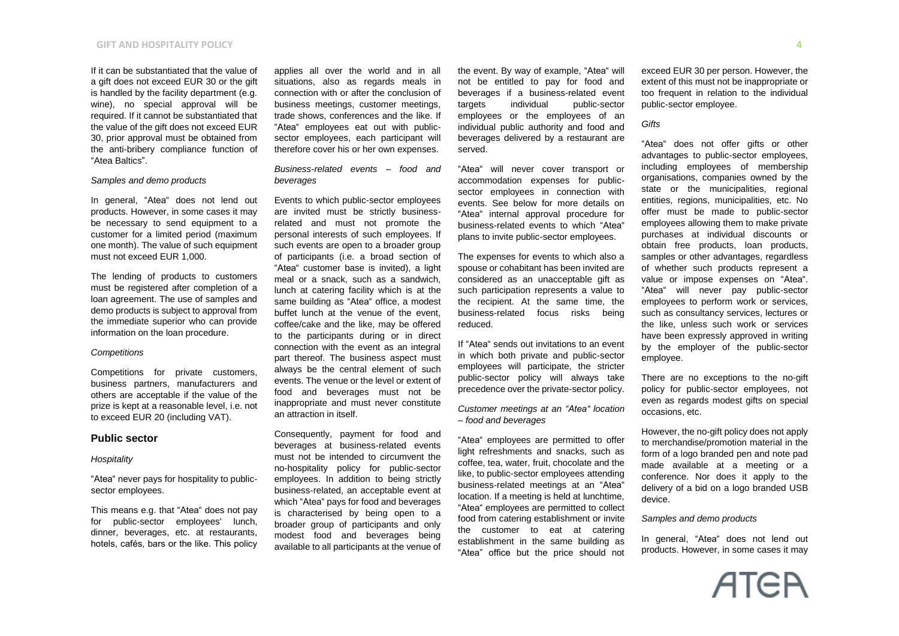If it can be substantiated that the value of a gift does not exceed EUR 30 or the gift is handled by the facility department (e.g. wine), no special approval will be required. If it cannot be substantiated that the value of the gift does not exceed EUR 30, prior approval must be obtained from the anti-bribery compliance function of "Atea Baltics".

*Samples and demo products*

In general, "Atea" does not lend out products. However, in some cases it may be necessary to send equipment to a customer for a limited period (maximum one month). The value of such equipment must not exceed EUR 1,000.

The lending of products to customers must be registered after completion of a loan agreement. The use of samples and demo products is subject to approval from the immediate superior who can provide information on the loan procedure.

*Competitions*

Competitions for private customers, business partners, manufacturers and others are acceptable if the value of the prize is kept at a reasonable level, i.e. not to exceed EUR 20 (including VAT).

## Public sector

*Hospitality*

"Atea" never pays for hospitality to public-sector employees.

This means e.g. that "Atea" does not pay for public-sector employees' lunch, dinner, beverages, etc. at restaurants, hotels, cafés, bars or the like. This policy applies all over the world and in all situations, also as regards meals in connection with or after the conclusion of business meetings, customer meetings, trade shows, conferences and the like. If "Atea" employees eat out with public-sector employees, each participant will therefore cover his or her own expenses.

*Business-related events – food and beverages*

Events to which public-sector employees are invited must be strictly business-related and must not promote the personal interests of such employees. If such events are open to a broader group of participants (i.e. a broad section of "Atea" customer base is invited), a light meal or a snack, such as a sandwich, lunch at catering facility which is at the same building as "Atea" office, a modest buffet lunch at the venue of the event, coffee/cake and the like, may be offered to the participants during or in direct connection with the event as an integral part thereof. The business aspect must always be the central element of such events. The venue or the level or extent of food and beverages must not be inappropriate and must never constitute an attraction in itself.

Consequently, payment for food and beverages at business-related events must not be intended to circumvent the no-hospitality policy for public-sector employees. In addition to being strictly business-related, an acceptable event at which "Atea" pays for food and beverages is characterised by being open to a broader group of participants and only modest food and beverages being available to all participants at the venue of the event. By way of example, "Atea" will not be entitled to pay for food and beverages if a business-related event targets individual public-sector employees or the employees of an individual public authority and food and beverages delivered by a restaurant are served.

"Atea" will never cover transport or accommodation expenses for public-sector employees in connection with events. See below for more details on "Atea" internal approval procedure for business-related events to which "Atea" plans to invite public-sector employees.

The expenses for events to which also a spouse or cohabitant has been invited are considered as an unacceptable gift as such participation represents a value to the recipient. At the same time, the business-related focus risks being reduced.

If "Atea" sends out invitations to an event in which both private and public-sector employees will participate, the stricter public-sector policy will always take precedence over the private-sector policy.

*Customer meetings at an "Atea" location – food and beverages*

"Atea" employees are permitted to offer light refreshments and snacks, such as coffee, tea, water, fruit, chocolate and the like, to public-sector employees attending business-related meetings at an "Atea" location. If a meeting is held at lunchtime, "Atea" employees are permitted to collect food from catering establishment or invite the customer to eat at catering establishment in the same building as "Atea" office but the price should not exceed EUR 30 per person. However, the extent of this must not be inappropriate or too frequent in relation to the individual public-sector employee.

*Gifts*

"Atea" does not offer gifts or other advantages to public-sector employees, including employees of membership organisations, companies owned by the state or the municipalities, regional entities, regions, municipalities, etc. No offer must be made to public-sector employees allowing them to make private purchases at individual discounts or obtain free products, loan products, samples or other advantages, regardless of whether such products represent a value or impose expenses on "Atea". "Atea" will never pay public-sector employees to perform work or services, such as consultancy services, lectures or the like, unless such work or services have been expressly approved in writing by the employer of the public-sector employee.

There are no exceptions to the no-gift policy for public-sector employees, not even as regards modest gifts on special occasions, etc.

However, the no-gift policy does not apply to merchandise/promotion material in the form of a logo branded pen and note pad made available at a meeting or a conference. Nor does it apply to the delivery of a bid on a logo branded USB device.

*Samples and demo products*

In general, "Atea" does not lend out products. However, in some cases it may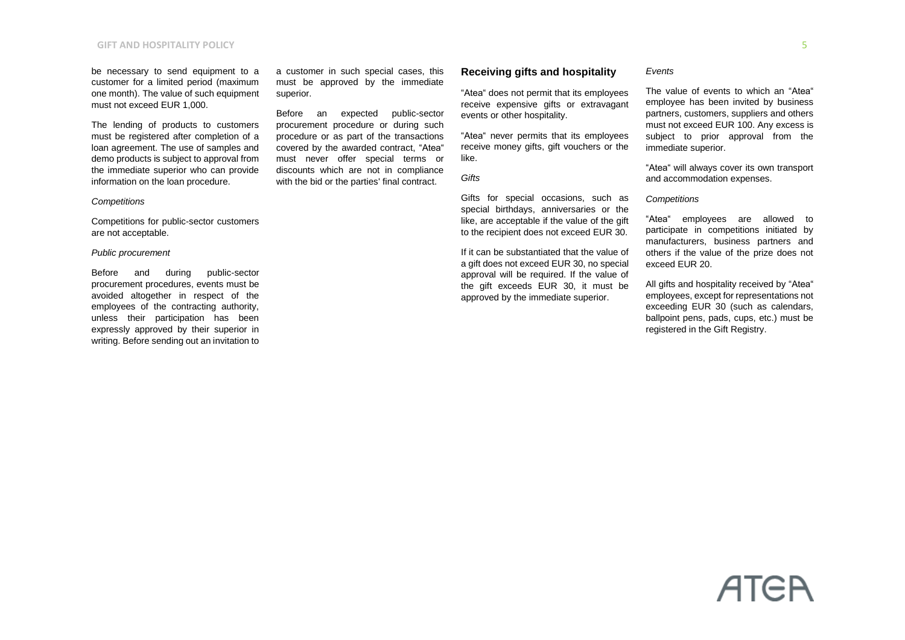be necessary to send equipment to a customer for a limited period (maximum one month). The value of such equipment must not exceed EUR 1,000.

The lending of products to customers must be registered after completion of a loan agreement. The use of samples and demo products is subject to approval from the immediate superior who can provide information on the loan procedure.

*Competitions*

Competitions for public-sector customers are not acceptable.

*Public procurement*

Before and during public-sector procurement procedures, events must be avoided altogether in respect of the employees of the contracting authority, unless their participation has been expressly approved by their superior in writing. Before sending out an invitation to a customer in such special cases, this must be approved by the immediate superior.

Before an expected public-sector procurement procedure or during such procedure or as part of the transactions covered by the awarded contract, "Atea" must never offer special terms or discounts which are not in compliance with the bid or the parties' final contract.

### Receiving gifts and hospitality

"Atea" does not permit that its employees receive expensive gifts or extravagant events or other hospitality.

"Atea" never permits that its employees receive money gifts, gift vouchers or the like.

*Gifts*

Gifts for special occasions, such as special birthdays, anniversaries or the like, are acceptable if the value of the gift to the recipient does not exceed EUR 30.

If it can be substantiated that the value of a gift does not exceed EUR 30, no special approval will be required. If the value of the gift exceeds EUR 30, it must be approved by the immediate superior.

*Events*

The value of events to which an "Atea" employee has been invited by business partners, customers, suppliers and others must not exceed EUR 100. Any excess is subject to prior approval from the immediate superior.

"Atea" will always cover its own transport and accommodation expenses.

*Competitions*

"Atea" employees are allowed to participate in competitions initiated by manufacturers, business partners and others if the value of the prize does not exceed EUR 20.

All gifts and hospitality received by "Atea" employees, except for representations not exceeding EUR 30 (such as calendars, ballpoint pens, pads, cups, etc.) must be registered in the Gift Registry.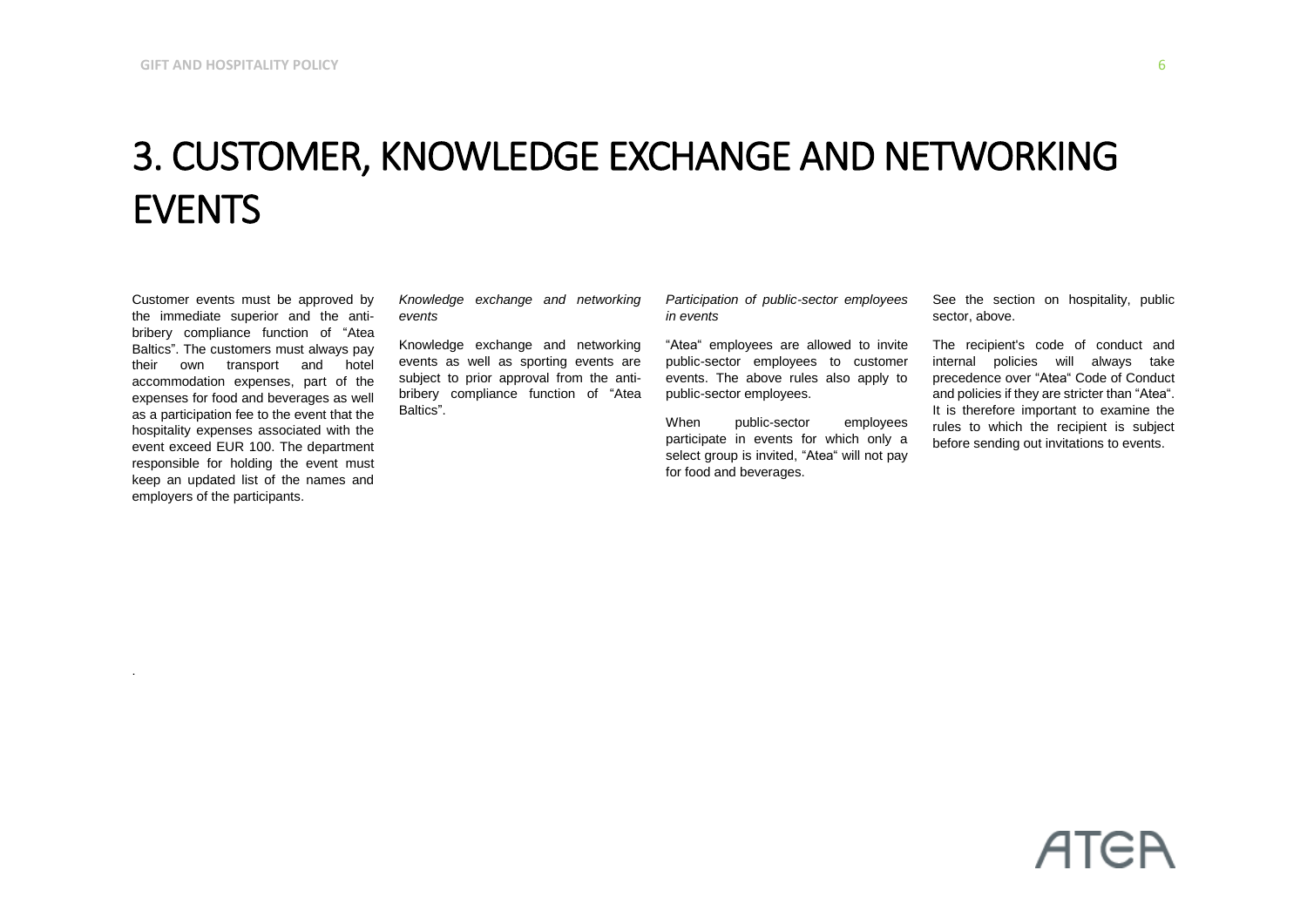# 3. CUSTOMER, KNOWLEDGE EXCHANGE AND NETWORKING EVENTS

Customer events must be approved by the immediate superior and the anti-bribery compliance function of "Atea Baltics". The customers must always pay their own transport and hotel accommodation expenses, part of the expenses for food and beverages as well as a participation fee to the event that the hospitality expenses associated with the event exceed EUR 100. The department responsible for holding the event must keep an updated list of the names and employers of the participants.

*Knowledge exchange and networking events*

Knowledge exchange and networking events as well as sporting events are subject to prior approval from the anti-bribery compliance function of "Atea Baltics".

*Participation of public-sector employees in events*

"Atea" employees are allowed to invite public-sector employees to customer events. The above rules also apply to public-sector employees.

When public-sector employees participate in events for which only a select group is invited, "Atea" will not pay for food and beverages.

See the section on hospitality, public sector, above.

The recipient's code of conduct and internal policies will always take precedence over "Atea" Code of Conduct and policies if they are stricter than "Atea". It is therefore important to examine the rules to which the recipient is subject before sending out invitations to events.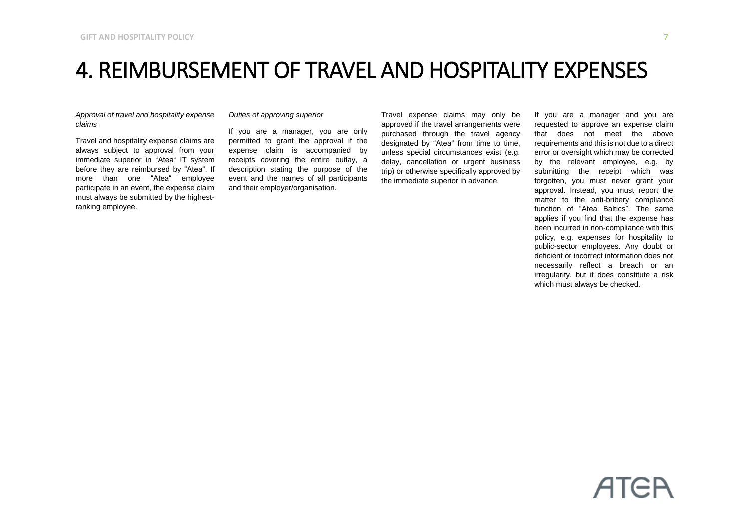# 4. REIMBURSEMENT OF TRAVEL AND HOSPITALITY EXPENSES

*Approval of travel and hospitality expense claims*

Travel and hospitality expense claims are always subject to approval from your immediate superior in "Atea" IT system before they are reimbursed by "Atea". If more than one "Atea" employee participate in an event, the expense claim must always be submitted by the highest-ranking employee.

*Duties of approving superior*

If you are a manager, you are only permitted to grant the approval if the expense claim is accompanied by receipts covering the entire outlay, a description stating the purpose of the event and the names of all participants and their employer/organisation.

Travel expense claims may only be approved if the travel arrangements were purchased through the travel agency designated by "Atea" from time to time, unless special circumstances exist (e.g. delay, cancellation or urgent business trip) or otherwise specifically approved by the immediate superior in advance.

If you are a manager and you are requested to approve an expense claim that does not meet the above requirements and this is not due to a direct error or oversight which may be corrected by the relevant employee, e.g. by submitting the receipt which was forgotten, you must never grant your approval. Instead, you must report the matter to the anti-bribery compliance function of "Atea Baltics". The same applies if you find that the expense has been incurred in non-compliance with this policy, e.g. expenses for hospitality to public-sector employees. Any doubt or deficient or incorrect information does not necessarily reflect a breach or an irregularity, but it does constitute a risk which must always be checked.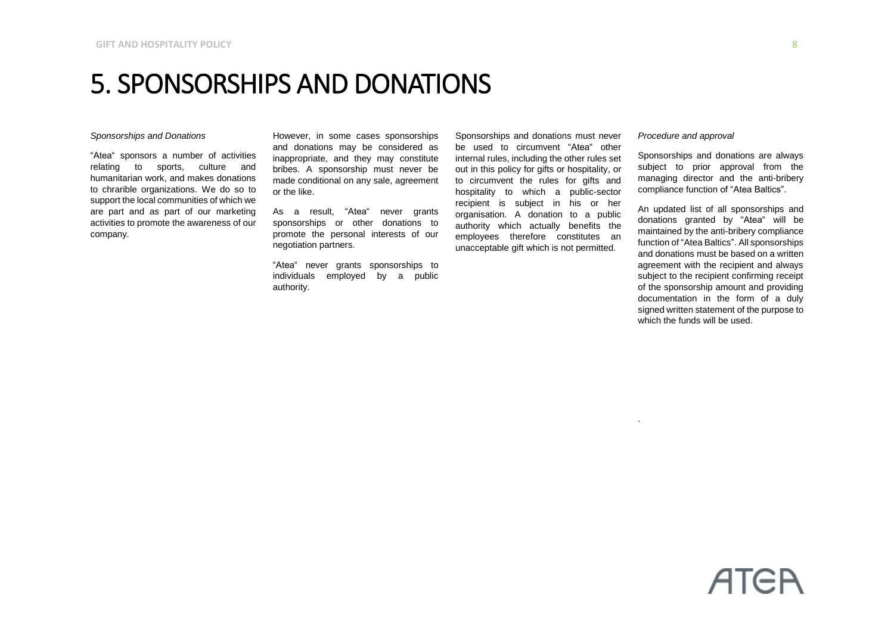# 5. SPONSORSHIPS AND DONATIONS

*Sponsorships and Donations*

"Atea" sponsors a number of activities relating to sports, culture and humanitarian work, and makes donations to chrarible organizations. We do so to support the local communities of which we are part and as part of our marketing activities to promote the awareness of our company.

However, in some cases sponsorships and donations may be considered as inappropriate, and they may constitute bribes. A sponsorship must never be made conditional on any sale, agreement or the like.

As a result, "Atea" never grants sponsorships or other donations to promote the personal interests of our negotiation partners.

"Atea" never grants sponsorships to individuals employed by a public authority.

Sponsorships and donations must never be used to circumvent "Atea" other internal rules, including the other rules set out in this policy for gifts or hospitality, or to circumvent the rules for gifts and hospitality to which a public-sector recipient is subject in his or her organisation. A donation to a public authority which actually benefits the employees therefore constitutes an unacceptable gift which is not permitted.

*Procedure and approval*

Sponsorships and donations are always subject to prior approval from the managing director and the anti-bribery compliance function of "Atea Baltics".

An updated list of all sponsorships and donations granted by "Atea" will be maintained by the anti-bribery compliance function of "Atea Baltics". All sponsorships and donations must be based on a written agreement with the recipient and always subject to the recipient confirming receipt of the sponsorship amount and providing documentation in the form of a duly signed written statement of the purpose to which the funds will be used.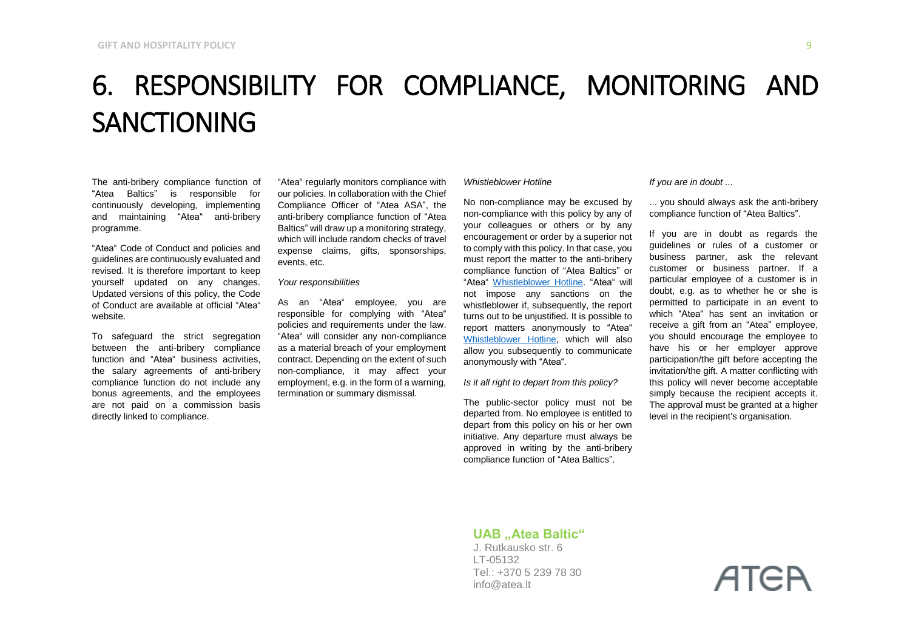# 6. RESPONSIBILITY FOR COMPLIANCE, MONITORING AND SANCTIONING

The anti-bribery compliance function of "Atea Baltics" is responsible for continuously developing, implementing and maintaining "Atea" anti-bribery programme.

"Atea" Code of Conduct and policies and guidelines are continuously evaluated and revised. It is therefore important to keep yourself updated on any changes. Updated versions of this policy, the Code of Conduct are available at official "Atea" website.

To safeguard the strict segregation between the anti-bribery compliance function and "Atea" business activities, the salary agreements of anti-bribery compliance function do not include any bonus agreements, and the employees are not paid on a commission basis directly linked to compliance.

"Atea" regularly monitors compliance with our policies. In collaboration with the Chief Compliance Officer of "Atea ASA", the anti-bribery compliance function of "Atea Baltics" will draw up a monitoring strategy, which will include random checks of travel expense claims, gifts, sponsorships, events, etc.

*Your responsibilities*

As an "Atea" employee, you are responsible for complying with "Atea" policies and requirements under the law. "Atea" will consider any non-compliance as a material breach of your employment contract. Depending on the extent of such non-compliance, it may affect your employment, e.g. in the form of a warning, termination or summary dismissal.

*Whistleblower Hotline*

No non-compliance may be excused by non-compliance with this policy by any of your colleagues or others or by any encouragement or order by a superior not to comply with this policy. In that case, you must report the matter to the anti-bribery compliance function of "Atea Baltics" or "Atea" Whistleblower Hotline. "Atea" will not impose any sanctions on the whistleblower if, subsequently, the report turns out to be unjustified. It is possible to report matters anonymously to "Atea" Whistleblower Hotline, which will also allow you subsequently to communicate anonymously with "Atea".

*Is it all right to depart from this policy?*

The public-sector policy must not be departed from. No employee is entitled to depart from this policy on his or her own initiative. Any departure must always be approved in writing by the anti-bribery compliance function of "Atea Baltics".

*If you are in doubt ...*

... you should always ask the anti-bribery compliance function of "Atea Baltics".

If you are in doubt as regards the guidelines or rules of a customer or business partner, ask the relevant customer or business partner. If a particular employee of a customer is in doubt, e.g. as to whether he or she is permitted to participate in an event to which "Atea" has sent an invitation or receive a gift from an "Atea" employee, you should encourage the employee to have his or her employer approve participation/the gift before accepting the invitation/the gift. A matter conflicting with this policy will never become acceptable simply because the recipient accepts it. The approval must be granted at a higher level in the recipient's organisation.

**UAB „Atea Baltic"**
J. Rutkausko str. 6
LT-05132
Tel.: +370 5 239 78 30
info@atea.lt

ATEA